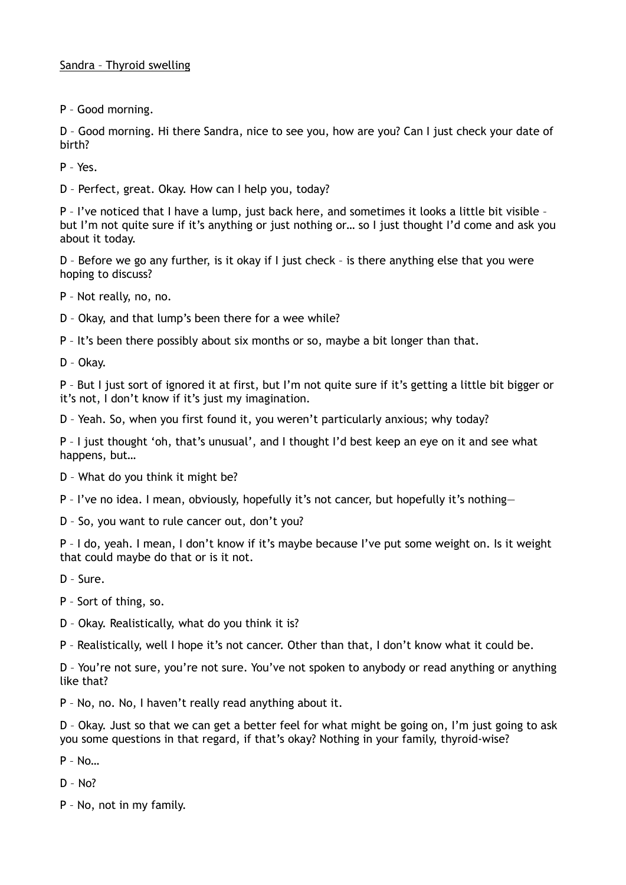<u>Sandra – Thyroid swelling</u>

P – Good morning.

D – Good morning. Hi there Sandra, nice to see you, how are you? Can I just check your date of birth?

P – Yes.

D – Perfect, great. Okay. How can I help you, today?

P – I've noticed that I have a lump, just back here, and sometimes it looks a little bit visible – but I'm not quite sure if it's anything or just nothing or… so I just thought I'd come and ask you about it today.

D – Before we go any further, is it okay if I just check – is there anything else that you were hoping to discuss?

P – Not really, no, no.

D – Okay, and that lump's been there for a wee while?

P – It's been there possibly about six months or so, maybe a bit longer than that.

D – Okay.

P – But I just sort of ignored it at first, but I'm not quite sure if it's getting a little bit bigger or it's not, I don't know if it's just my imagination.

D – Yeah. So, when you first found it, you weren't particularly anxious; why today?

P – I just thought 'oh, that's unusual', and I thought I'd best keep an eye on it and see what happens, but…

D – What do you think it might be?

P – I've no idea. I mean, obviously, hopefully it's not cancer, but hopefully it's nothing—

D – So, you want to rule cancer out, don't you?

P – I do, yeah. I mean, I don't know if it's maybe because I've put some weight on. Is it weight that could maybe do that or is it not.

D – Sure.

P – Sort of thing, so.

D – Okay. Realistically, what do you think it is?

P – Realistically, well I hope it's not cancer. Other than that, I don't know what it could be.

D – You're not sure, you're not sure. You've not spoken to anybody or read anything or anything like that?

P – No, no. No, I haven't really read anything about it.

D – Okay. Just so that we can get a better feel for what might be going on, I'm just going to ask you some questions in that regard, if that's okay? Nothing in your family, thyroid-wise?

P – No…

D – No?

P – No, not in my family.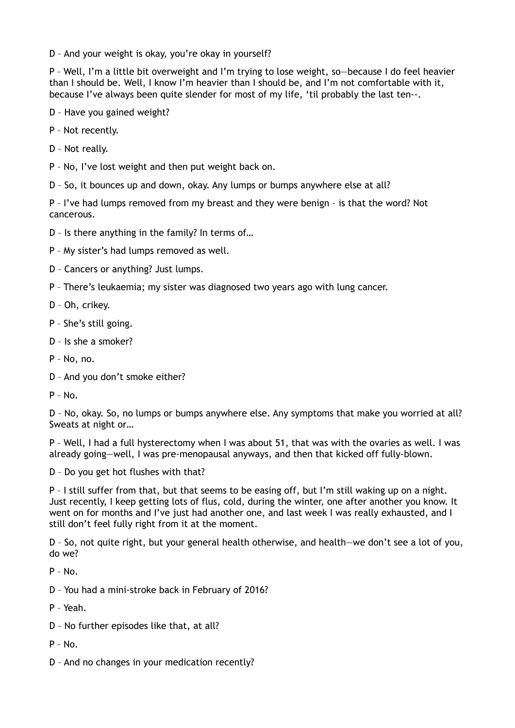D – And your weight is okay, you're okay in yourself?

P – Well, I'm a little bit overweight and I'm trying to lose weight, so—because I do feel heavier than I should be. Well, I know I'm heavier than I should be, and I'm not comfortable with it, because I've always been quite slender for most of my life, 'til probably the last ten--.

D – Have you gained weight?

P – Not recently.

D – Not really.

P – No, I've lost weight and then put weight back on.

D – So, it bounces up and down, okay. Any lumps or bumps anywhere else at all?

P – I've had lumps removed from my breast and they were benign – is that the word? Not cancerous.

D – Is there anything in the family? In terms of…

P – My sister's had lumps removed as well.

D – Cancers or anything? Just lumps.

P – There's leukaemia; my sister was diagnosed two years ago with lung cancer.

D – Oh, crikey.

P – She's still going.

D – Is she a smoker?

P – No, no.

D – And you don't smoke either?

P – No.

D – No, okay. So, no lumps or bumps anywhere else. Any symptoms that make you worried at all? Sweats at night or…

P – Well, I had a full hysterectomy when I was about 51, that was with the ovaries as well. I was already going—well, I was pre-menopausal anyways, and then that kicked off fully-blown.

D – Do you get hot flushes with that?

P – I still suffer from that, but that seems to be easing off, but I'm still waking up on a night. Just recently, I keep getting lots of flus, cold, during the winter, one after another you know. It went on for months and I've just had another one, and last week I was really exhausted, and I still don't feel fully right from it at the moment.

D – So, not quite right, but your general health otherwise, and health—we don't see a lot of you, do we?

P – No.

D – You had a mini-stroke back in February of 2016?

P – Yeah.

D – No further episodes like that, at all?

P – No.

D – And no changes in your medication recently?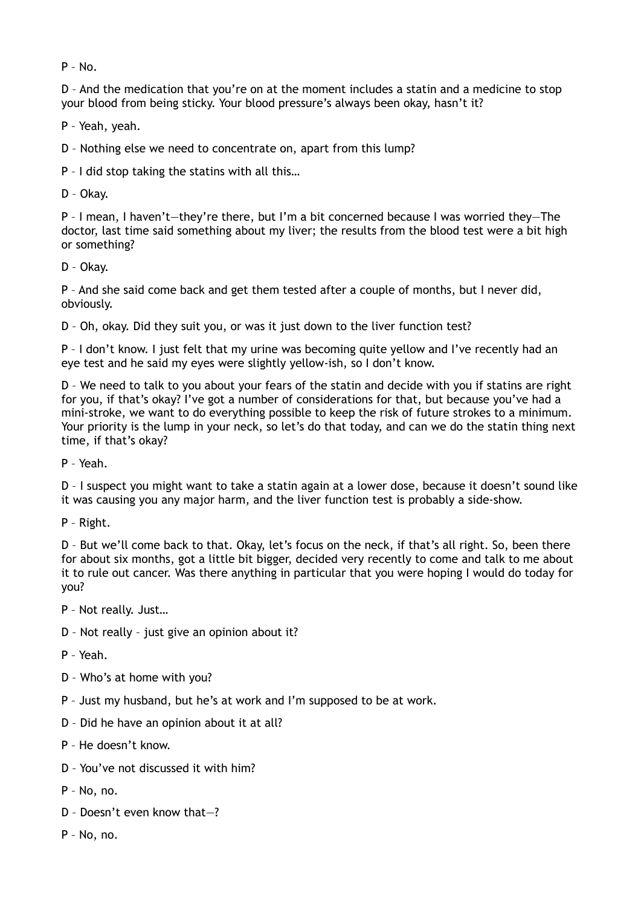P – No.

D – And the medication that you're on at the moment includes a statin and a medicine to stop your blood from being sticky. Your blood pressure's always been okay, hasn't it?

P – Yeah, yeah.

D – Nothing else we need to concentrate on, apart from this lump?

P – I did stop taking the statins with all this…

D – Okay.

P – I mean, I haven't—they're there, but I'm a bit concerned because I was worried they—The doctor, last time said something about my liver; the results from the blood test were a bit high or something?

D – Okay.

P – And she said come back and get them tested after a couple of months, but I never did, obviously.

D – Oh, okay. Did they suit you, or was it just down to the liver function test?

P – I don't know. I just felt that my urine was becoming quite yellow and I've recently had an eye test and he said my eyes were slightly yellow-ish, so I don't know.

D – We need to talk to you about your fears of the statin and decide with you if statins are right for you, if that's okay? I've got a number of considerations for that, but because you've had a mini-stroke, we want to do everything possible to keep the risk of future strokes to a minimum. Your priority is the lump in your neck, so let's do that today, and can we do the statin thing next time, if that's okay?

P – Yeah.

D – I suspect you might want to take a statin again at a lower dose, because it doesn't sound like it was causing you any major harm, and the liver function test is probably a side-show.

P – Right.

D – But we'll come back to that. Okay, let's focus on the neck, if that's all right. So, been there for about six months, got a little bit bigger, decided very recently to come and talk to me about it to rule out cancer. Was there anything in particular that you were hoping I would do today for you?

P – Not really. Just…

D – Not really – just give an opinion about it?

P – Yeah.

D – Who's at home with you?

P – Just my husband, but he's at work and I'm supposed to be at work.

D – Did he have an opinion about it at all?

P – He doesn't know.

D – You've not discussed it with him?

P – No, no.

D – Doesn't even know that—?

P – No, no.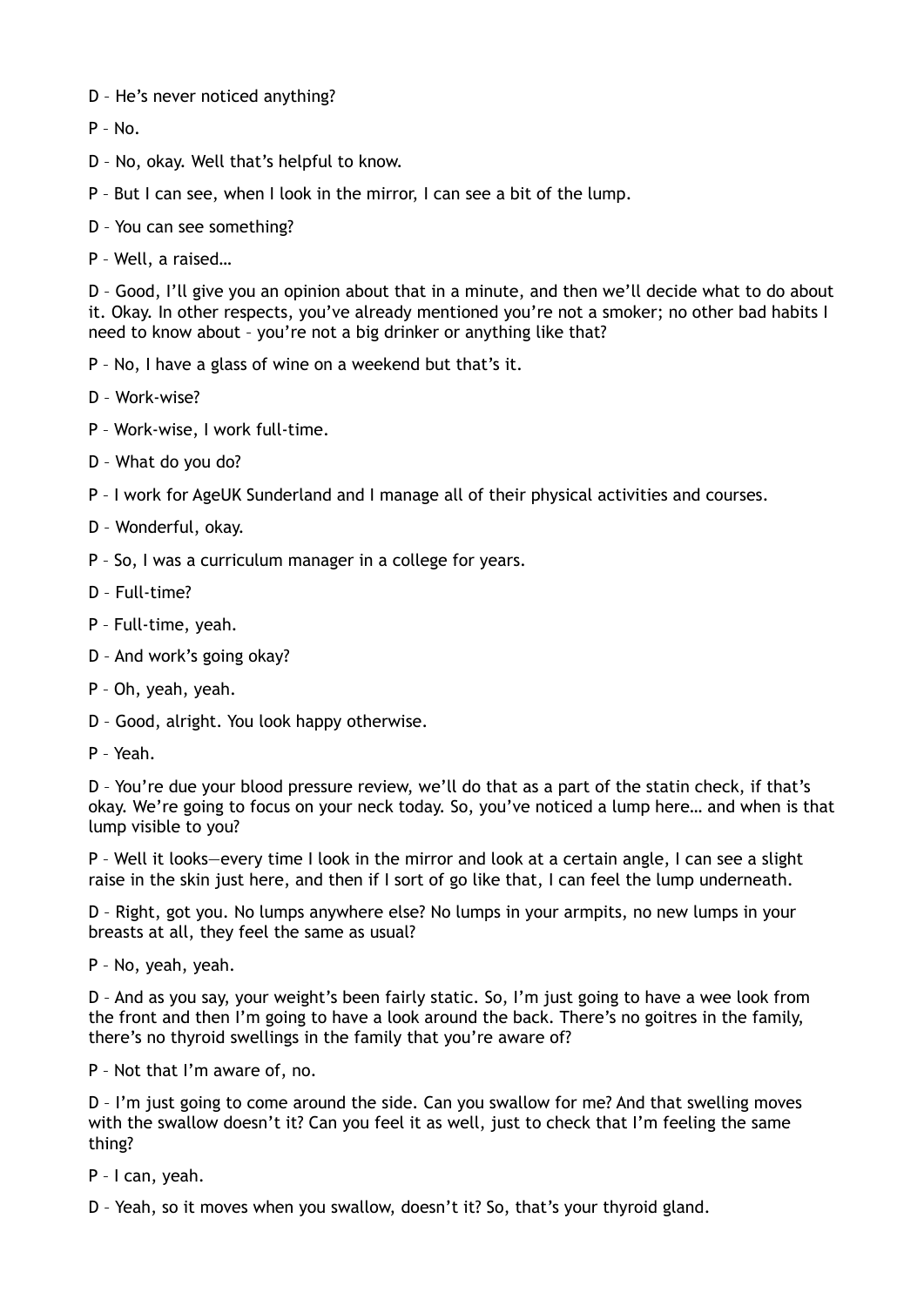D – He's never noticed anything?

P – No.

D – No, okay. Well that's helpful to know.

P – But I can see, when I look in the mirror, I can see a bit of the lump.

D – You can see something?

P – Well, a raised…

D – Good, I'll give you an opinion about that in a minute, and then we'll decide what to do about it. Okay. In other respects, you've already mentioned you're not a smoker; no other bad habits I need to know about – you're not a big drinker or anything like that?

P – No, I have a glass of wine on a weekend but that's it.

D – Work-wise?

P – Work-wise, I work full-time.

D – What do you do?

P – I work for AgeUK Sunderland and I manage all of their physical activities and courses.

D – Wonderful, okay.

P – So, I was a curriculum manager in a college for years.

D – Full-time?

P – Full-time, yeah.

D – And work's going okay?

P – Oh, yeah, yeah.

D – Good, alright. You look happy otherwise.

P – Yeah.

D – You're due your blood pressure review, we'll do that as a part of the statin check, if that's okay. We're going to focus on your neck today. So, you've noticed a lump here… and when is that lump visible to you?

P – Well it looks—every time I look in the mirror and look at a certain angle, I can see a slight raise in the skin just here, and then if I sort of go like that, I can feel the lump underneath.

D – Right, got you. No lumps anywhere else? No lumps in your armpits, no new lumps in your breasts at all, they feel the same as usual?

P – No, yeah, yeah.

D – And as you say, your weight's been fairly static. So, I'm just going to have a wee look from the front and then I'm going to have a look around the back. There's no goitres in the family, there's no thyroid swellings in the family that you're aware of?

P – Not that I'm aware of, no.

D – I'm just going to come around the side. Can you swallow for me? And that swelling moves with the swallow doesn't it? Can you feel it as well, just to check that I'm feeling the same thing?

P – I can, yeah.

D – Yeah, so it moves when you swallow, doesn't it? So, that's your thyroid gland.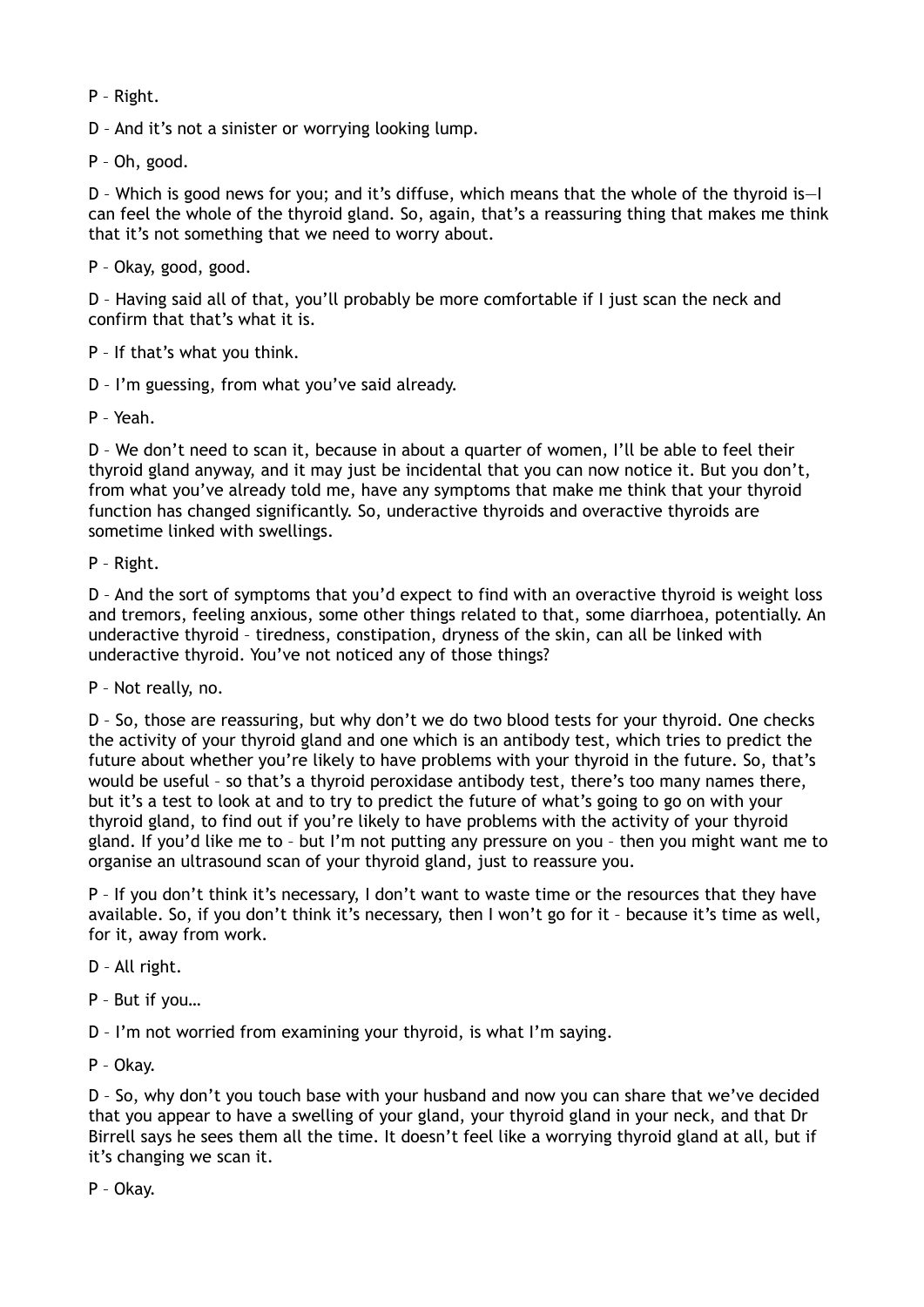P – Right.

D – And it's not a sinister or worrying looking lump.

P – Oh, good.

D – Which is good news for you; and it's diffuse, which means that the whole of the thyroid is—I can feel the whole of the thyroid gland. So, again, that's a reassuring thing that makes me think that it's not something that we need to worry about.

P – Okay, good, good.

D – Having said all of that, you'll probably be more comfortable if I just scan the neck and confirm that that's what it is.

P – If that's what you think.

D – I'm guessing, from what you've said already.

P – Yeah.

D – We don't need to scan it, because in about a quarter of women, I'll be able to feel their thyroid gland anyway, and it may just be incidental that you can now notice it. But you don't, from what you've already told me, have any symptoms that make me think that your thyroid function has changed significantly. So, underactive thyroids and overactive thyroids are sometime linked with swellings.

P – Right.

D – And the sort of symptoms that you'd expect to find with an overactive thyroid is weight loss and tremors, feeling anxious, some other things related to that, some diarrhoea, potentially. An underactive thyroid – tiredness, constipation, dryness of the skin, can all be linked with underactive thyroid. You've not noticed any of those things?

P – Not really, no.

D – So, those are reassuring, but why don't we do two blood tests for your thyroid. One checks the activity of your thyroid gland and one which is an antibody test, which tries to predict the future about whether you're likely to have problems with your thyroid in the future. So, that's would be useful – so that's a thyroid peroxidase antibody test, there's too many names there, but it's a test to look at and to try to predict the future of what's going to go on with your thyroid gland, to find out if you're likely to have problems with the activity of your thyroid gland. If you'd like me to – but I'm not putting any pressure on you – then you might want me to organise an ultrasound scan of your thyroid gland, just to reassure you.

P – If you don't think it's necessary, I don't want to waste time or the resources that they have available. So, if you don't think it's necessary, then I won't go for it – because it's time as well, for it, away from work.

D – All right.

P – But if you…

D – I'm not worried from examining your thyroid, is what I'm saying.

P – Okay.

D – So, why don't you touch base with your husband and now you can share that we've decided that you appear to have a swelling of your gland, your thyroid gland in your neck, and that Dr Birrell says he sees them all the time. It doesn't feel like a worrying thyroid gland at all, but if it's changing we scan it.

P – Okay.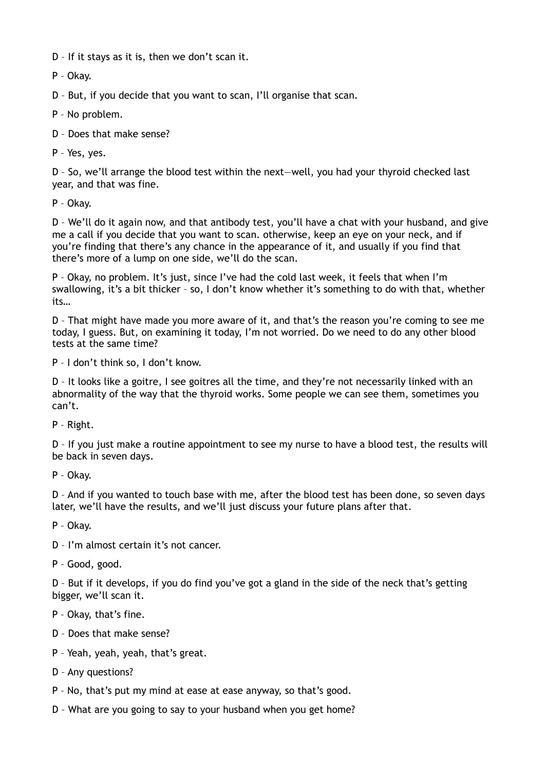D – If it stays as it is, then we don't scan it.

P – Okay.

D – But, if you decide that you want to scan, I'll organise that scan.

P – No problem.

D – Does that make sense?

P – Yes, yes.

D – So, we'll arrange the blood test within the next—well, you had your thyroid checked last year, and that was fine.

P – Okay.

D – We'll do it again now, and that antibody test, you'll have a chat with your husband, and give me a call if you decide that you want to scan. otherwise, keep an eye on your neck, and if you're finding that there's any chance in the appearance of it, and usually if you find that there's more of a lump on one side, we'll do the scan.

P – Okay, no problem. It's just, since I've had the cold last week, it feels that when I'm swallowing, it's a bit thicker – so, I don't know whether it's something to do with that, whether its…

D – That might have made you more aware of it, and that's the reason you're coming to see me today, I guess. But, on examining it today, I'm not worried. Do we need to do any other blood tests at the same time?

P – I don't think so, I don't know.

D – It looks like a goitre, I see goitres all the time, and they're not necessarily linked with an abnormality of the way that the thyroid works. Some people we can see them, sometimes you can't.

P – Right.

D – If you just make a routine appointment to see my nurse to have a blood test, the results will be back in seven days.

P – Okay.

D – And if you wanted to touch base with me, after the blood test has been done, so seven days later, we'll have the results, and we'll just discuss your future plans after that.

P – Okay.

D – I'm almost certain it's not cancer.

P – Good, good.

D – But if it develops, if you do find you've got a gland in the side of the neck that's getting bigger, we'll scan it.

P – Okay, that's fine.

D – Does that make sense?

P – Yeah, yeah, yeah, that's great.

D – Any questions?

P – No, that's put my mind at ease at ease anyway, so that's good.

D – What are you going to say to your husband when you get home?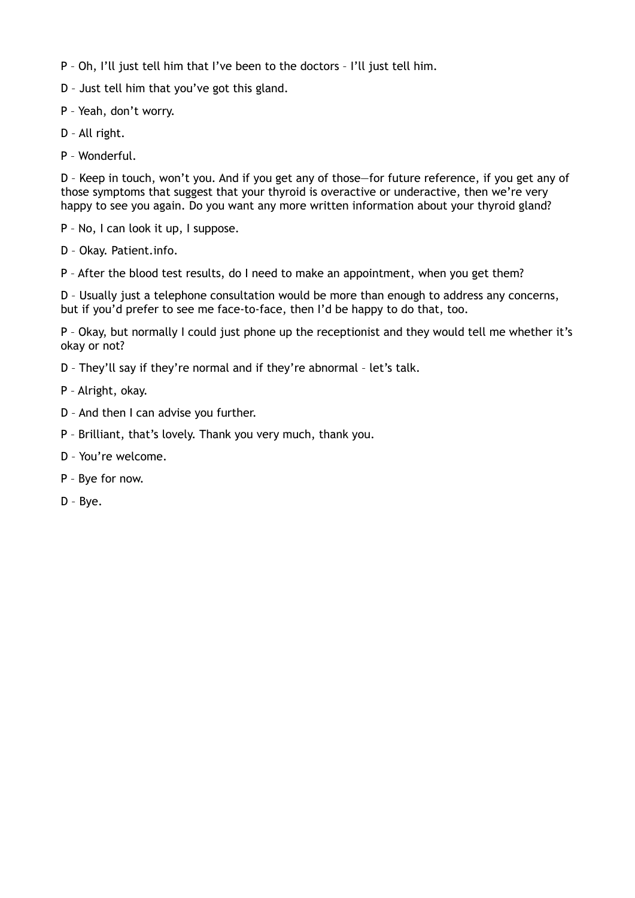P – Oh, I'll just tell him that I've been to the doctors – I'll just tell him.

D – Just tell him that you've got this gland.

P – Yeah, don't worry.

D – All right.

P – Wonderful.

D – Keep in touch, won't you. And if you get any of those—for future reference, if you get any of those symptoms that suggest that your thyroid is overactive or underactive, then we're very happy to see you again. Do you want any more written information about your thyroid gland?

P – No, I can look it up, I suppose.

D – Okay. Patient.info.

P – After the blood test results, do I need to make an appointment, when you get them?

D – Usually just a telephone consultation would be more than enough to address any concerns, but if you'd prefer to see me face-to-face, then I'd be happy to do that, too.

P – Okay, but normally I could just phone up the receptionist and they would tell me whether it's okay or not?

D – They'll say if they're normal and if they're abnormal – let's talk.

P – Alright, okay.

D – And then I can advise you further.

P – Brilliant, that's lovely. Thank you very much, thank you.

D – You're welcome.

P – Bye for now.

D – Bye.